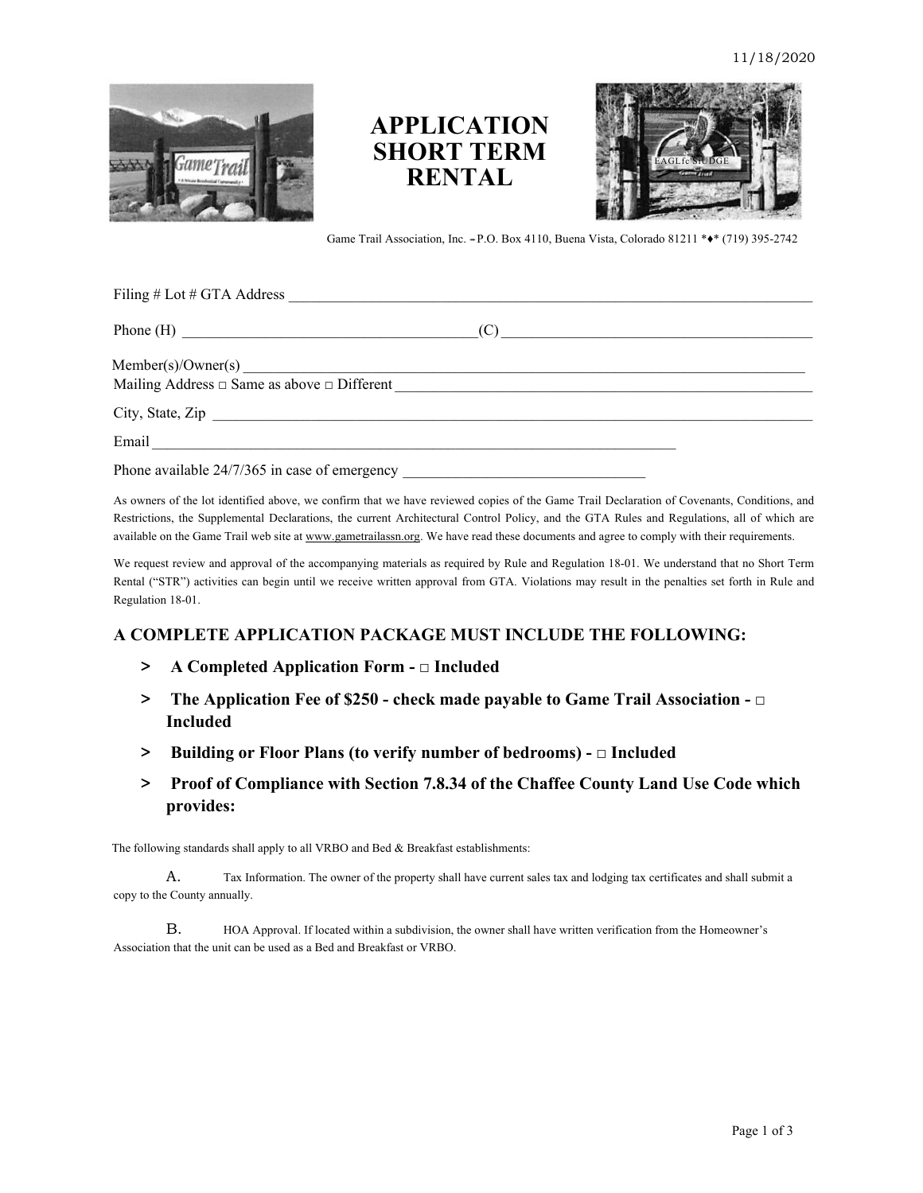11/18/2020

# APPLICATION SHORT TERM RENTAL

Game Trail Association, Inc. – P.O. Box 4110, Buena Vista, Colorado 81211 *♦* (719) 395-2742

Filing # Lot # GTA Address ____________________________________________

Phone (H) ______________________________(C) ______________________________

Member(s)/Owner(s) ____________________________________________
Mailing Address □ Same as above □ Different ______________________________

City, State, Zip ____________________________________________

Email ____________________________________________

Phone available 24/7/365 in case of emergency ______________________________

As owners of the lot identified above, we confirm that we have reviewed copies of the Game Trail Declaration of Covenants, Conditions, and Restrictions, the Supplemental Declarations, the current Architectural Control Policy, and the GTA Rules and Regulations, all of which are available on the Game Trail web site at www.gametrailassn.org. We have read these documents and agree to comply with their requirements.

We request review and approval of the accompanying materials as required by Rule and Regulation 18-01. We understand that no Short Term Rental ("STR") activities can begin until we receive written approval from GTA. Violations may result in the penalties set forth in Rule and Regulation 18-01.

### A COMPLETE APPLICATION PACKAGE MUST INCLUDE THE FOLLOWING:

> **A Completed Application Form - □ Included**

> **The Application Fee of $250 - check made payable to Game Trail Association - □ Included**

> **Building or Floor Plans (to verify number of bedrooms) - □ Included**

> **Proof of Compliance with Section 7.8.34 of the Chaffee County Land Use Code which provides:**

The following standards shall apply to all VRBO and Bed & Breakfast establishments:

A. Tax Information. The owner of the property shall have current sales tax and lodging tax certificates and shall submit a copy to the County annually.

B. HOA Approval. If located within a subdivision, the owner shall have written verification from the Homeowner's Association that the unit can be used as a Bed and Breakfast or VRBO.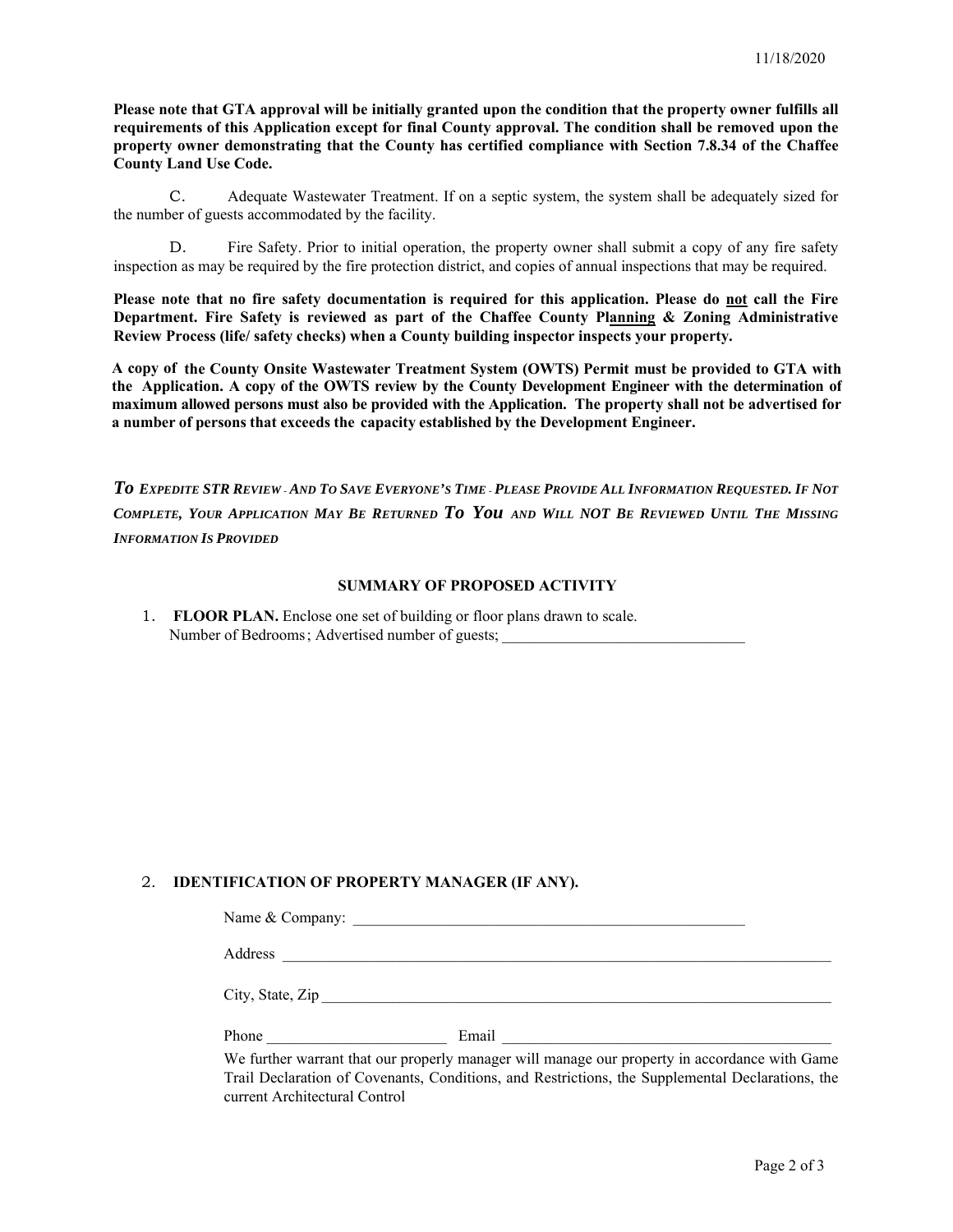**Please note that GTA approval will be initially granted upon the condition that the property owner fulfills all requirements of this Application except for final County approval. The condition shall be removed upon the property owner demonstrating that the County has certified compliance with Section 7.8.34 of the Chaffee County Land Use Code.**

C. Adequate Wastewater Treatment. If on a septic system, the system shall be adequately sized for the number of guests accommodated by the facility.

D. Fire Safety. Prior to initial operation, the property owner shall submit a copy of any fire safety inspection as may be required by the fire protection district, and copies of annual inspections that may be required.

**Please note that no fire safety documentation is required for this application. Please do not call the Fire Department. Fire Safety is reviewed as part of the Chaffee County Planning & Zoning Administrative Review Process (life/ safety checks) when a County building inspector inspects your property.**

**A copy of the County Onsite Wastewater Treatment System (OWTS) Permit must be provided to GTA with the Application. A copy of the OWTS review by the County Development Engineer with the determination of maximum allowed persons must also be provided with the Application. The property shall not be advertised for a number of persons that exceeds the capacity established by the Development Engineer.**

***To Expedite STR Review - And To Save Everyone's Time - Please Provide All Information Requested. If Not Complete, Your Application May Be Returned To You and Will NOT Be Reviewed Until The Missing Information Is Provided***

### SUMMARY OF PROPOSED ACTIVITY

1. **FLOOR PLAN.** Enclose one set of building or floor plans drawn to scale.
   Number of Bedrooms; Advertised number of guests; _______________________________

2. **IDENTIFICATION OF PROPERTY MANAGER (IF ANY).**

   Name & Company: _____________________________________________________

   Address ___________________________________________________________________________

   City, State, Zip _____________________________________________________________________

   Phone ________________________ Email ____________________________________________

   We further warrant that our properly manager will manage our property in accordance with Game Trail Declaration of Covenants, Conditions, and Restrictions, the Supplemental Declarations, the current Architectural Control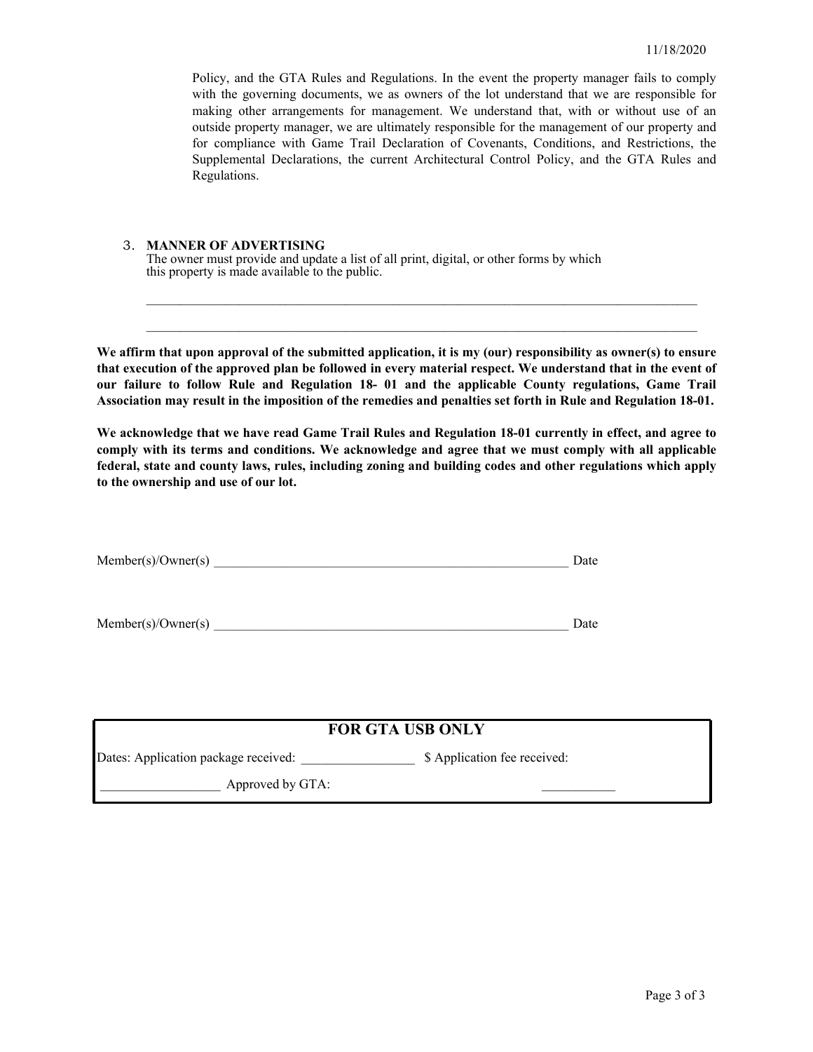Policy, and the GTA Rules and Regulations. In the event the property manager fails to comply with the governing documents, we as owners of the lot understand that we are responsible for making other arrangements for management. We understand that, with or without use of an outside property manager, we are ultimately responsible for the management of our property and for compliance with Game Trail Declaration of Covenants, Conditions, and Restrictions, the Supplemental Declarations, the current Architectural Control Policy, and the GTA Rules and Regulations.

3. **MANNER OF ADVERTISING**
   The owner must provide and update a list of all print, digital, or other forms by which this property is made available to the public.

   ______________________________________________________________________________

   ______________________________________________________________________________

**We affirm that upon approval of the submitted application, it is my (our) responsibility as owner(s) to ensure that execution of the approved plan be followed in every material respect. We understand that in the event of our failure to follow Rule and Regulation 18- 01 and the applicable County regulations, Game Trail Association may result in the imposition of the remedies and penalties set forth in Rule and Regulation 18-01.**

**We acknowledge that we have read Game Trail Rules and Regulation 18-01 currently in effect, and agree to comply with its terms and conditions. We acknowledge and agree that we must comply with all applicable federal, state and county laws, rules, including zoning and building codes and other regulations which apply to the ownership and use of our lot.**

Member(s)/Owner(s) ____________________________________________________ Date

Member(s)/Owner(s) ____________________________________________________ Date

| **FOR GTA USB ONLY** |
| --- |
| Dates: Application package received: _________________ \$ Application fee received: |
| __________________ Approved by GTA: ___________ |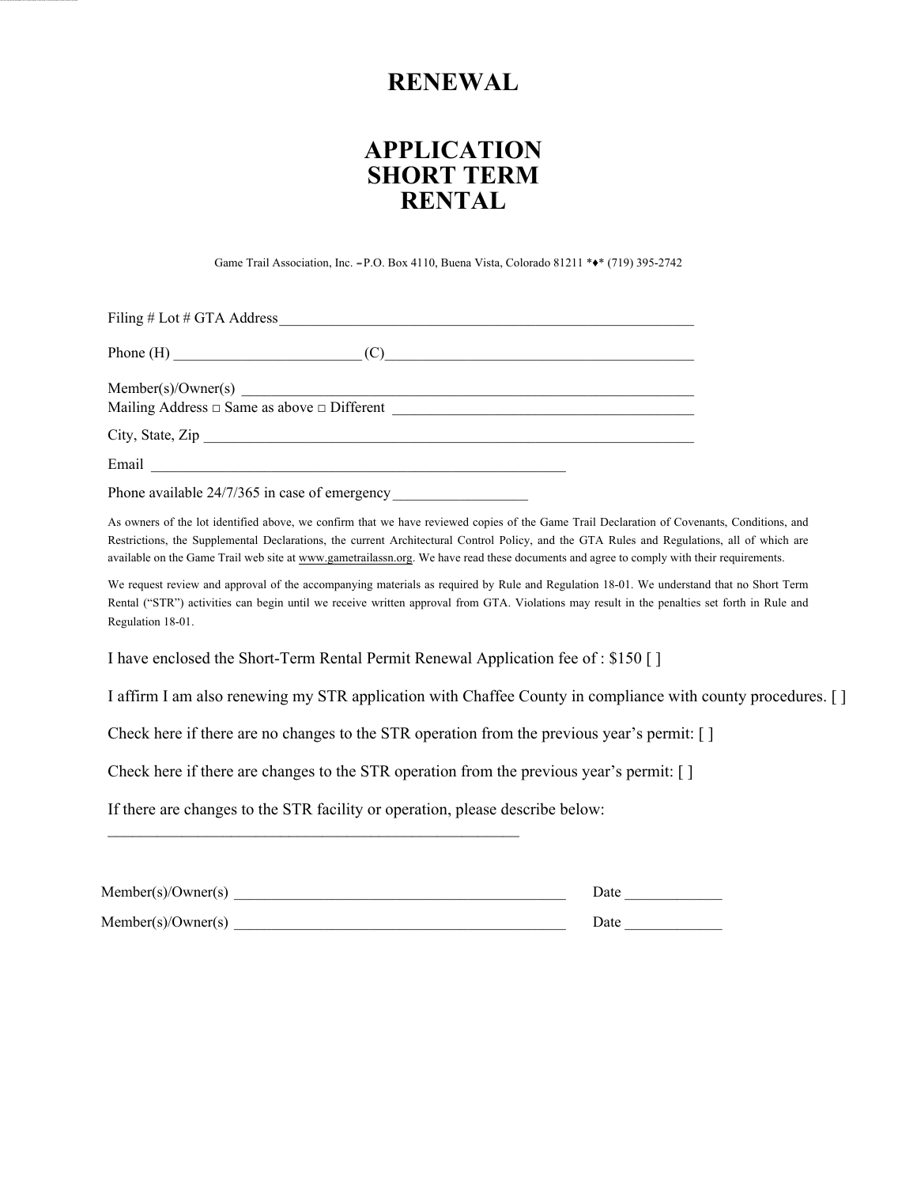# RENEWAL

# APPLICATION SHORT TERM RENTAL

Game Trail Association, Inc. –P.O. Box 4110, Buena Vista, Colorado 81211 *♦* (719) 395-2742

Filing # Lot # GTA Address_______________________________________________________

Phone (H) ________________________ (C)_________________________________________

Member(s)/Owner(s) ____________________________________________________________
Mailing Address □ Same as above □ Different _______________________________________

City, State, Zip _________________________________________________________________

Email ___________________________________________________

Phone available 24/7/365 in case of emergency_________________

As owners of the lot identified above, we confirm that we have reviewed copies of the Game Trail Declaration of Covenants, Conditions, and Restrictions, the Supplemental Declarations, the current Architectural Control Policy, and the GTA Rules and Regulations, all of which are available on the Game Trail web site at www.gametrailassn.org. We have read these documents and agree to comply with their requirements.

We request review and approval of the accompanying materials as required by Rule and Regulation 18-01. We understand that no Short Term Rental ("STR") activities can begin until we receive written approval from GTA. Violations may result in the penalties set forth in Rule and Regulation 18-01.

I have enclosed the Short-Term Rental Permit Renewal Application fee of : $150 [ ]

I affirm I am also renewing my STR application with Chaffee County in compliance with county procedures. [ ]

Check here if there are no changes to the STR operation from the previous year's permit: [ ]

Check here if there are changes to the STR operation from the previous year's permit: [ ]

If there are changes to the STR facility or operation, please describe below:

___________________________________________________

Member(s)/Owner(s) ___________________________________________ Date ____________

Member(s)/Owner(s) ___________________________________________ Date ____________